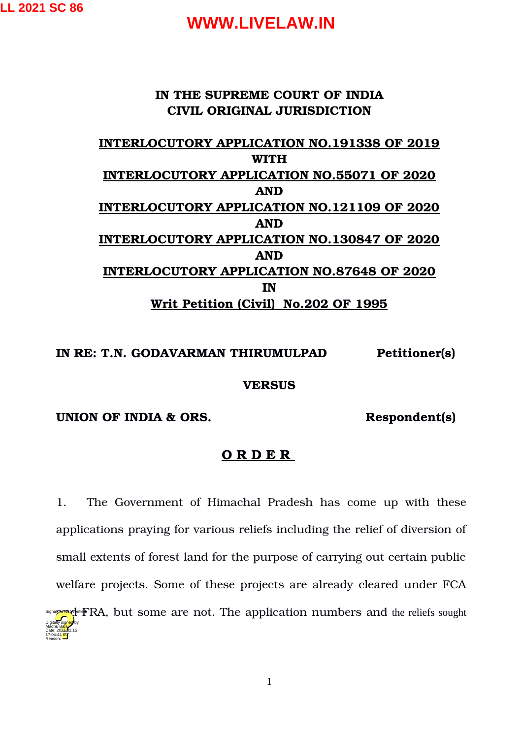**IN THE SUPREME COURT OF INDIA**
**CIVIL ORIGINAL JURISDICTION**

**INTERLOCUTORY APPLICATION NO.191338 OF 2019**
**WITH**
**INTERLOCUTORY APPLICATION NO.55071 OF 2020**
**AND**
**INTERLOCUTORY APPLICATION NO.121109 OF 2020**
**AND**
**INTERLOCUTORY APPLICATION NO.130847 OF 2020**
**AND**
**INTERLOCUTORY APPLICATION NO.87648 OF 2020**
**IN**
**Writ Petition (Civil) No.202 OF 1995**

**IN RE: T.N. GODAVARMAN THIRUMULPAD** **Petitioner(s)**

**VERSUS**

**UNION OF INDIA & ORS.** **Respondent(s)**

**O R D E R**

1. The Government of Himachal Pradesh has come up with these applications praying for various reliefs including the relief of diversion of small extents of forest land for the purpose of carrying out certain public welfare projects. Some of these projects are already cleared under FCA and FRA, but some are not. The application numbers and the reliefs sought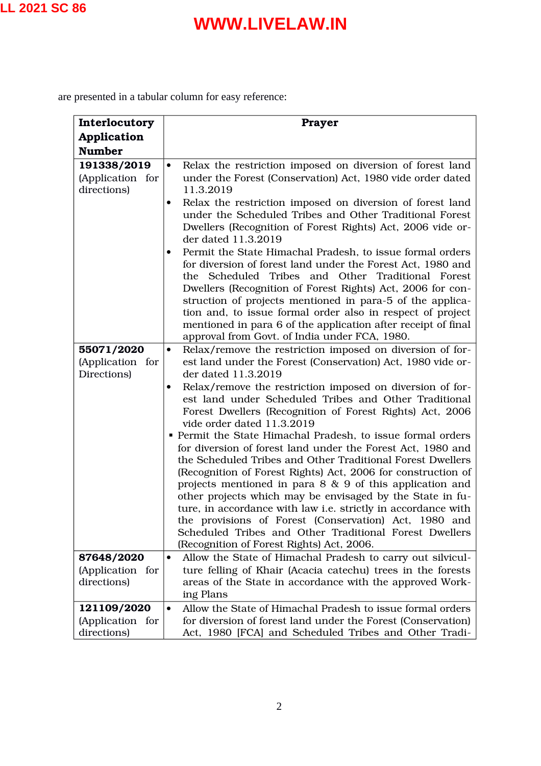are presented in a tabular column for easy reference:

| Interlocutory Application Number | Prayer |
|---|---|
| **191338/2019** (Application for directions) | • Relax the restriction imposed on diversion of forest land under the Forest (Conservation) Act, 1980 vide order dated 11.3.2019<br>• Relax the restriction imposed on diversion of forest land under the Scheduled Tribes and Other Traditional Forest Dwellers (Recognition of Forest Rights) Act, 2006 vide order dated 11.3.2019<br>• Permit the State Himachal Pradesh, to issue formal orders for diversion of forest land under the Forest Act, 1980 and the Scheduled Tribes and Other Traditional Forest Dwellers (Recognition of Forest Rights) Act, 2006 for construction of projects mentioned in para-5 of the application and, to issue formal order also in respect of project mentioned in para 6 of the application after receipt of final approval from Govt. of India under FCA, 1980. |
| **55071/2020** (Application for Directions) | • Relax/remove the restriction imposed on diversion of forest land under the Forest (Conservation) Act, 1980 vide order dated 11.3.2019<br>• Relax/remove the restriction imposed on diversion of forest land under Scheduled Tribes and Other Traditional Forest Dwellers (Recognition of Forest Rights) Act, 2006 vide order dated 11.3.2019<br>▪ Permit the State Himachal Pradesh, to issue formal orders for diversion of forest land under the Forest Act, 1980 and the Scheduled Tribes and Other Traditional Forest Dwellers (Recognition of Forest Rights) Act, 2006 for construction of projects mentioned in para 8 & 9 of this application and other projects which may be envisaged by the State in future, in accordance with law i.e. strictly in accordance with the provisions of Forest (Conservation) Act, 1980 and Scheduled Tribes and Other Traditional Forest Dwellers (Recognition of Forest Rights) Act, 2006. |
| **87648/2020** (Application for directions) | • Allow the State of Himachal Pradesh to carry out silviculture felling of Khair (Acacia catechu) trees in the forests areas of the State in accordance with the approved Working Plans |
| **121109/2020** (Application for directions) | • Allow the State of Himachal Pradesh to issue formal orders for diversion of forest land under the Forest (Conservation) Act, 1980 [FCA] and Scheduled Tribes and Other Tradi- |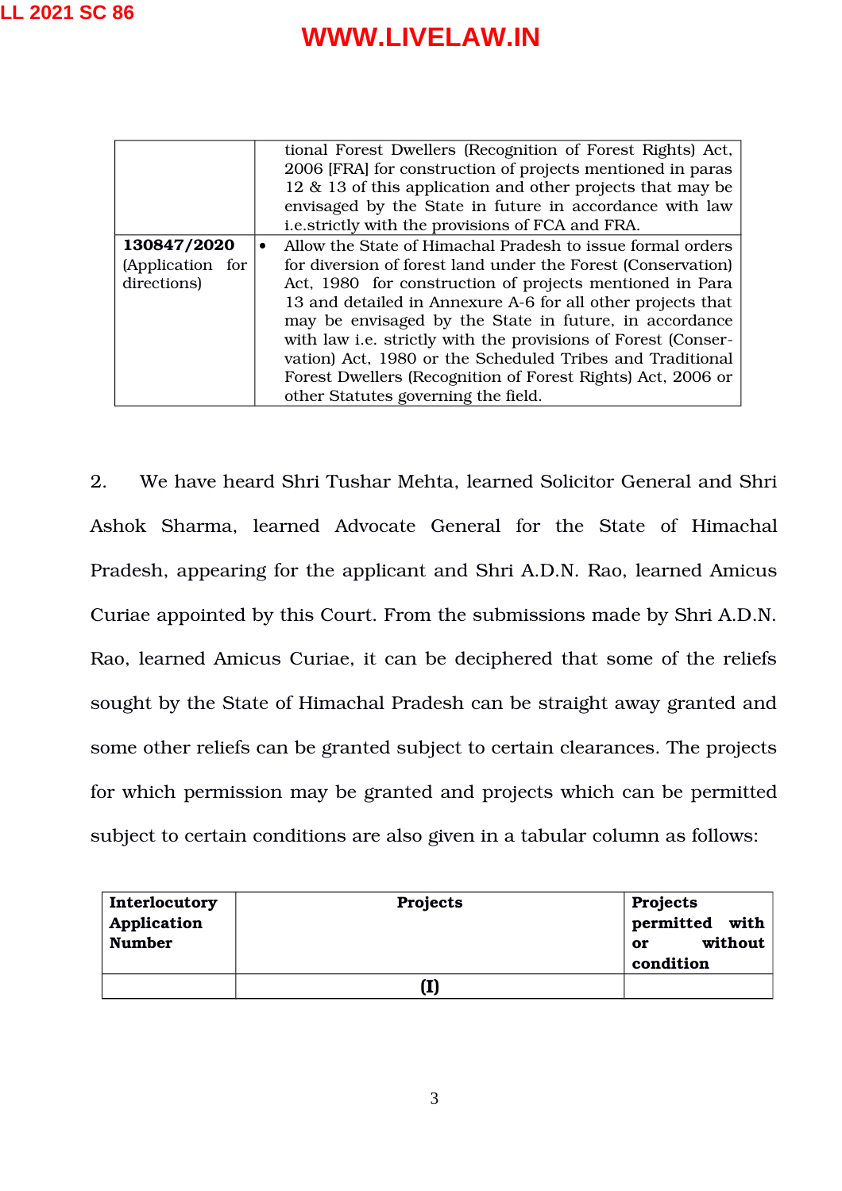| | |
|---|---|
| | tional Forest Dwellers (Recognition of Forest Rights) Act, 2006 [FRA] for construction of projects mentioned in paras 12 & 13 of this application and other projects that may be envisaged by the State in future in accordance with law i.e.strictly with the provisions of FCA and FRA. |
| **130847/2020** (Application for directions) | • Allow the State of Himachal Pradesh to issue formal orders for diversion of forest land under the Forest (Conservation) Act, 1980 for construction of projects mentioned in Para 13 and detailed in Annexure A-6 for all other projects that may be envisaged by the State in future, in accordance with law i.e. strictly with the provisions of Forest (Conservation) Act, 1980 or the Scheduled Tribes and Traditional Forest Dwellers (Recognition of Forest Rights) Act, 2006 or other Statutes governing the field. |

2. We have heard Shri Tushar Mehta, learned Solicitor General and Shri Ashok Sharma, learned Advocate General for the State of Himachal Pradesh, appearing for the applicant and Shri A.D.N. Rao, learned Amicus Curiae appointed by this Court. From the submissions made by Shri A.D.N. Rao, learned Amicus Curiae, it can be deciphered that some of the reliefs sought by the State of Himachal Pradesh can be straight away granted and some other reliefs can be granted subject to certain clearances. The projects for which permission may be granted and projects which can be permitted subject to certain conditions are also given in a tabular column as follows:

| Interlocutory Application Number | Projects | Projects permitted with or without condition |
|---|---|---|
| | **(I)** | |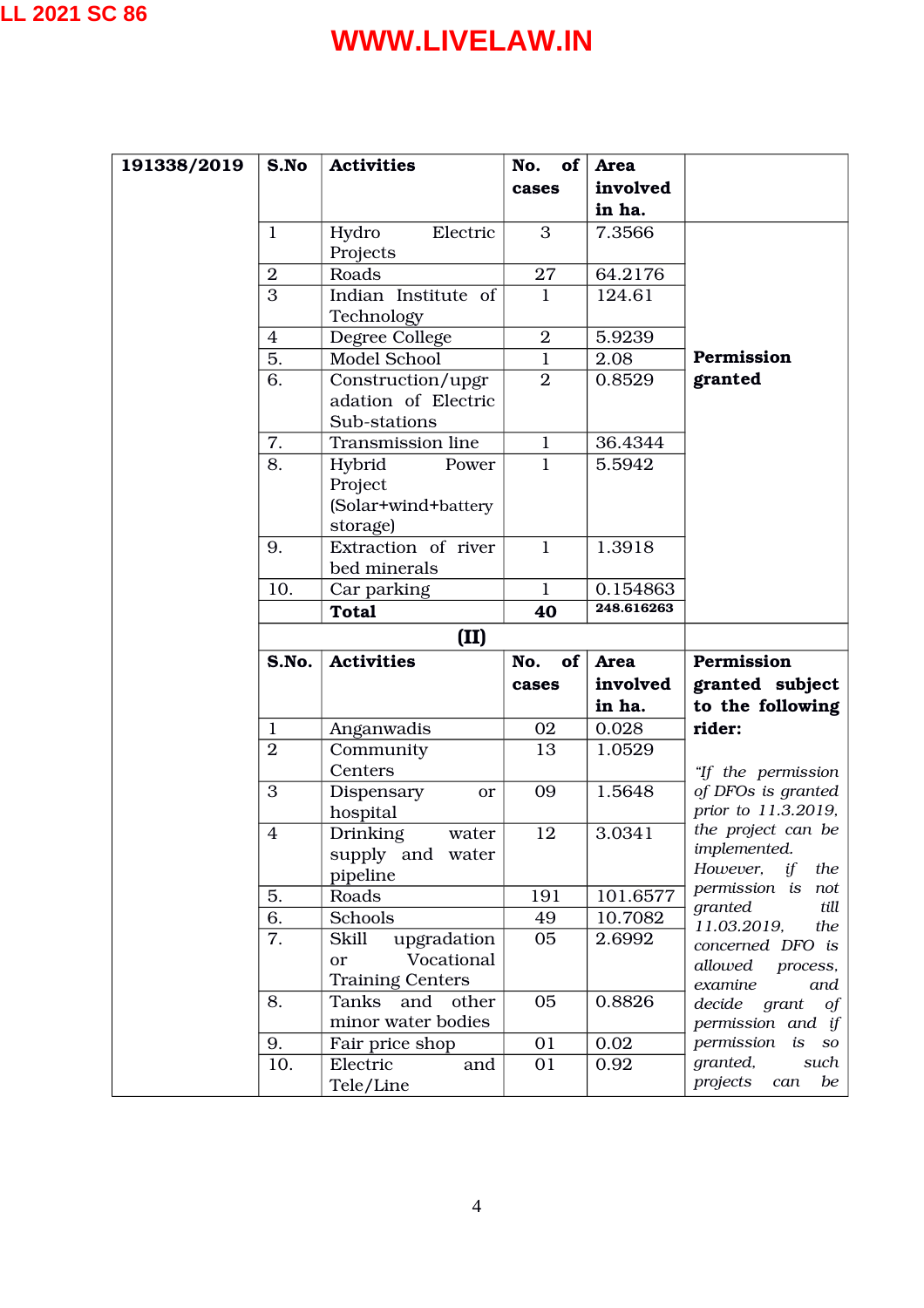| 191338/2019 | S.No | Activities | No. of cases | Area involved in ha. | |
|---|---|---|---|---|---|
| | 1 | Hydro Electric Projects | 3 | 7.3566 | **Permission granted** |
| | 2 | Roads | 27 | 64.2176 | |
| | 3 | Indian Institute of Technology | 1 | 124.61 | |
| | 4 | Degree College | 2 | 5.9239 | |
| | 5. | Model School | 1 | 2.08 | |
| | 6. | Construction/upgradation of Electric Sub-stations | 2 | 0.8529 | |
| | 7. | Transmission line | 1 | 36.4344 | |
| | 8. | Hybrid Power Project (Solar+wind+battery storage) | 1 | 5.5942 | |
| | 9. | Extraction of river bed minerals | 1 | 1.3918 | |
| | 10. | Car parking | 1 | 0.154863 | |
| | | **Total** | **40** | **248.616263** | |
| | **(II)** | | | | |
| | **S.No.** | **Activities** | **No. of cases** | **Area involved in ha.** | **Permission granted subject to the following rider:** *"If the permission of DFOs is granted prior to 11.3.2019, the project can be implemented. However, if the permission is not granted till 11.03.2019, the concerned DFO is allowed process, examine and decide grant of permission and if permission is so granted, such projects can be* |
| | 1 | Anganwadis | 02 | 0.028 | |
| | 2 | Community Centers | 13 | 1.0529 | |
| | 3 | Dispensary or hospital | 09 | 1.5648 | |
| | 4 | Drinking water supply and water pipeline | 12 | 3.0341 | |
| | 5. | Roads | 191 | 101.6577 | |
| | 6. | Schools | 49 | 10.7082 | |
| | 7. | Skill upgradation or Vocational Training Centers | 05 | 2.6992 | |
| | 8. | Tanks and other minor water bodies | 05 | 0.8826 | |
| | 9. | Fair price shop | 01 | 0.02 | |
| | 10. | Electric and Tele/Line | 01 | 0.92 | |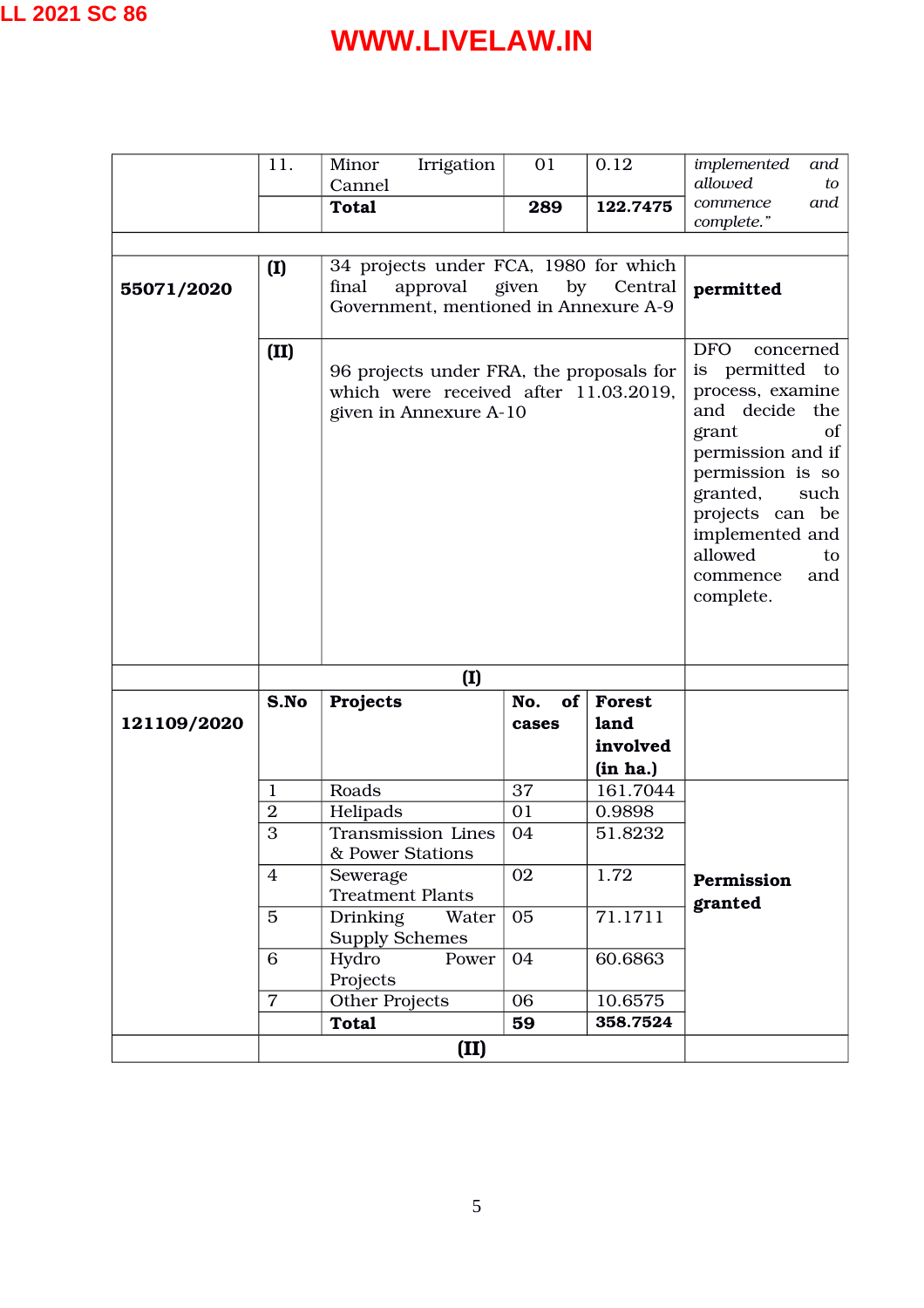| | | | | | |
|---|---|---|---|---|---|
| | 11. | Minor Irrigation Cannel | 01 | 0.12 | *implemented and allowed to commence and complete."* |
| | | **Total** | **289** | **122.7475** | |
| | | | | | |
| **55071/2020** | **(I)** | 34 projects under FCA, 1980 for which final approval given by Central Government, mentioned in Annexure A-9 | | | **permitted** |
| | **(II)** | 96 projects under FRA, the proposals for which were received after 11.03.2019, given in Annexure A-10 | | | DFO concerned is permitted to process, examine and decide the grant of permission and if permission is so granted, such projects can be implemented and allowed to commence and complete. |
| | **(I)** | | | | |
| **121109/2020** | **S.No** | **Projects** | **No. of cases** | **Forest land involved (in ha.)** | |
| | 1 | Roads | 37 | 161.7044 | **Permission granted** |
| | 2 | Helipads | 01 | 0.9898 | |
| | 3 | Transmission Lines & Power Stations | 04 | 51.8232 | |
| | 4 | Sewerage Treatment Plants | 02 | 1.72 | |
| | 5 | Drinking Water Supply Schemes | 05 | 71.1711 | |
| | 6 | Hydro Power Projects | 04 | 60.6863 | |
| | 7 | Other Projects | 06 | 10.6575 | |
| | | **Total** | **59** | **358.7524** | |
| | **(II)** | | | | |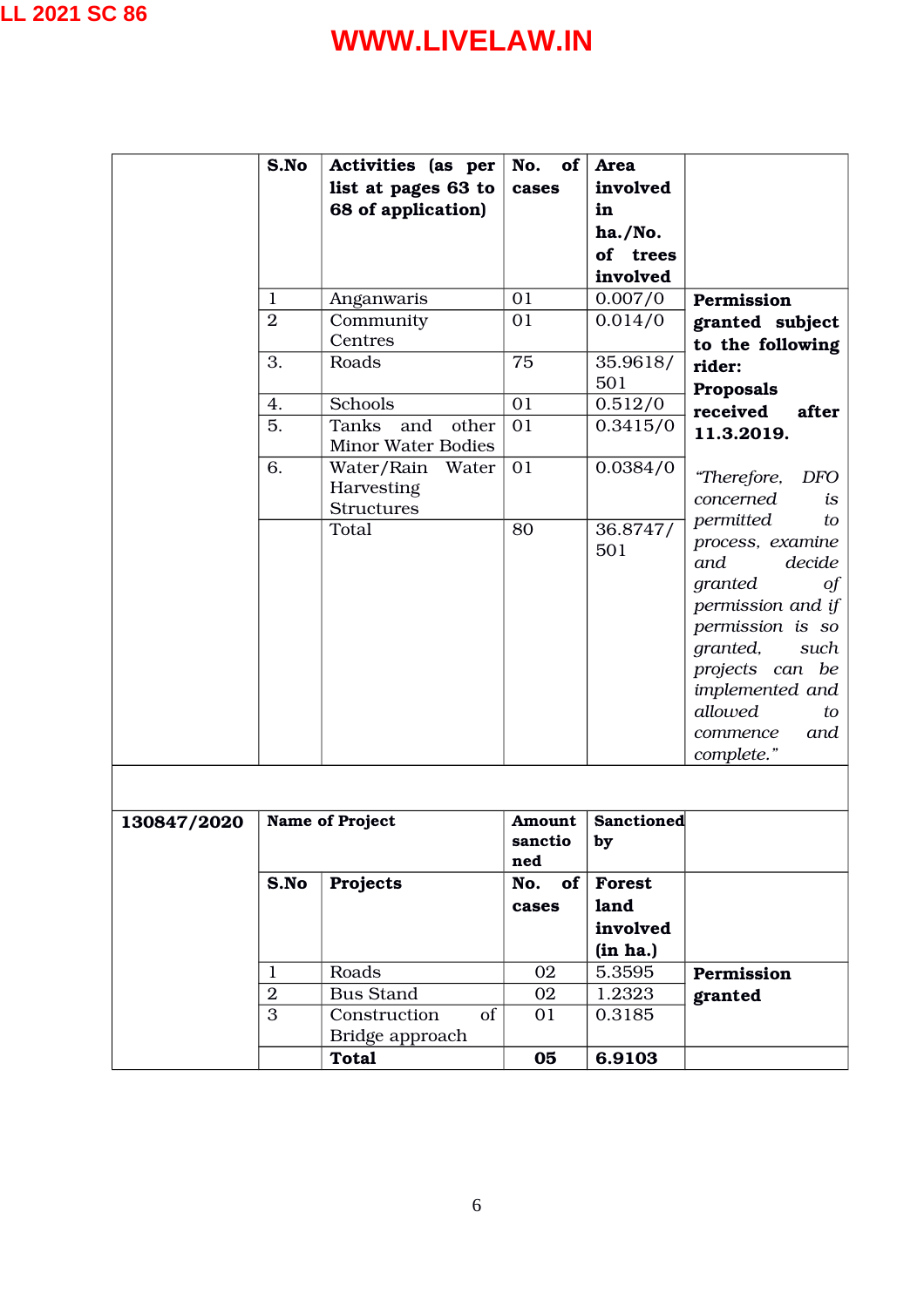| | | | | | |
|---|---|---|---|---|---|
| | **S.No** | **Activities (as per list at pages 63 to 68 of application)** | **No. of cases** | **Area involved in ha./No. of trees involved** | |
| | 1 | Anganwaris | 01 | 0.007/0 | **Permission granted subject to the following rider: Proposals received after 11.3.2019.** *"Therefore, DFO concerned is permitted to process, examine and decide granted of permission and if permission is so granted, such projects can be implemented and allowed to commence and complete."* |
| | 2 | Community Centres | 01 | 0.014/0 | |
| | 3. | Roads | 75 | 35.9618/ 501 | |
| | 4. | Schools | 01 | 0.512/0 | |
| | 5. | Tanks and other Minor Water Bodies | 01 | 0.3415/0 | |
| | 6. | Water/Rain Water Harvesting Structures | 01 | 0.0384/0 | |
| | | Total | 80 | 36.8747/ 501 | |
| | | | | | |
| **130847/2020** | **Name of Project** | | **Amount sanctioned** | **Sanctioned by** | |
| | **S.No** | **Projects** | **No. of cases** | **Forest land involved (in ha.)** | |
| | 1 | Roads | 02 | 5.3595 | **Permission granted** |
| | 2 | Bus Stand | 02 | 1.2323 | |
| | 3 | Construction of Bridge approach | 01 | 0.3185 | |
| | | **Total** | **05** | **6.9103** | |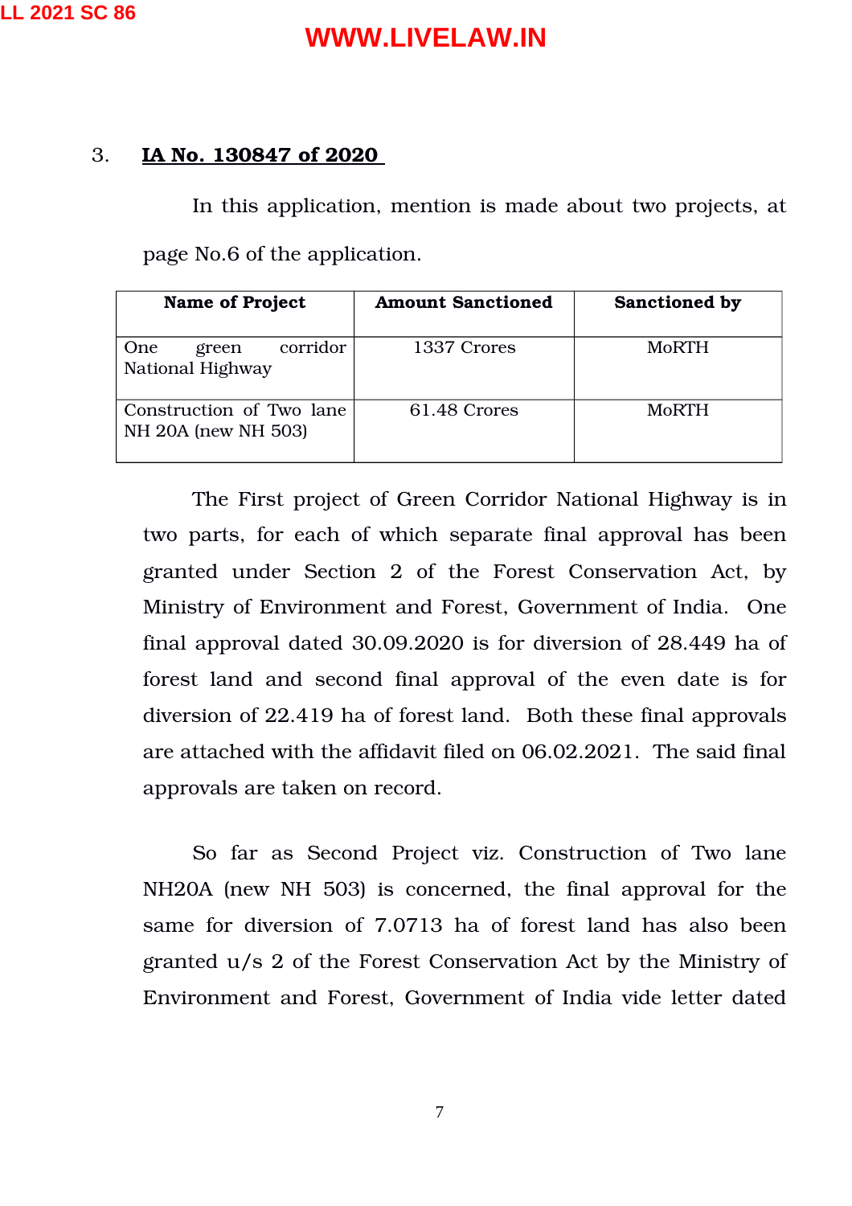3. **IA No. 130847 of 2020**

In this application, mention is made about two projects, at page No.6 of the application.

| Name of Project | Amount Sanctioned | Sanctioned by |
|---|---|---|
| One green corridor National Highway | 1337 Crores | MoRTH |
| Construction of Two lane NH 20A (new NH 503) | 61.48 Crores | MoRTH |

The First project of Green Corridor National Highway is in two parts, for each of which separate final approval has been granted under Section 2 of the Forest Conservation Act, by Ministry of Environment and Forest, Government of India. One final approval dated 30.09.2020 is for diversion of 28.449 ha of forest land and second final approval of the even date is for diversion of 22.419 ha of forest land. Both these final approvals are attached with the affidavit filed on 06.02.2021. The said final approvals are taken on record.

So far as Second Project viz. Construction of Two lane NH20A (new NH 503) is concerned, the final approval for the same for diversion of 7.0713 ha of forest land has also been granted u/s 2 of the Forest Conservation Act by the Ministry of Environment and Forest, Government of India vide letter dated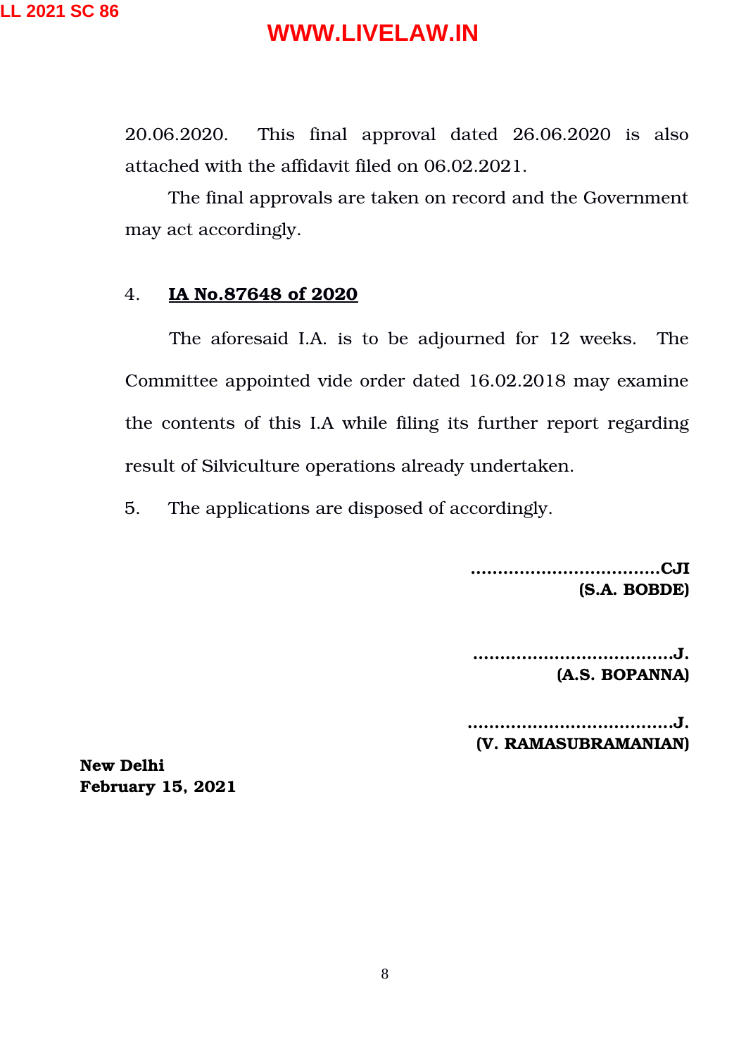20.06.2020. This final approval dated 26.06.2020 is also attached with the affidavit filed on 06.02.2021.

The final approvals are taken on record and the Government may act accordingly.

4. **<u>IA No.87648 of 2020</u>**

The aforesaid I.A. is to be adjourned for 12 weeks. The Committee appointed vide order dated 16.02.2018 may examine the contents of this I.A while filing its further report regarding result of Silviculture operations already undertaken.

5. The applications are disposed of accordingly.

**...................................CJI**
**(S.A. BOBDE)**

**....................................J.**
**(A.S. BOPANNA)**

**.....................................J.**
**(V. RAMASUBRAMANIAN)**

**New Delhi**
**February 15, 2021**